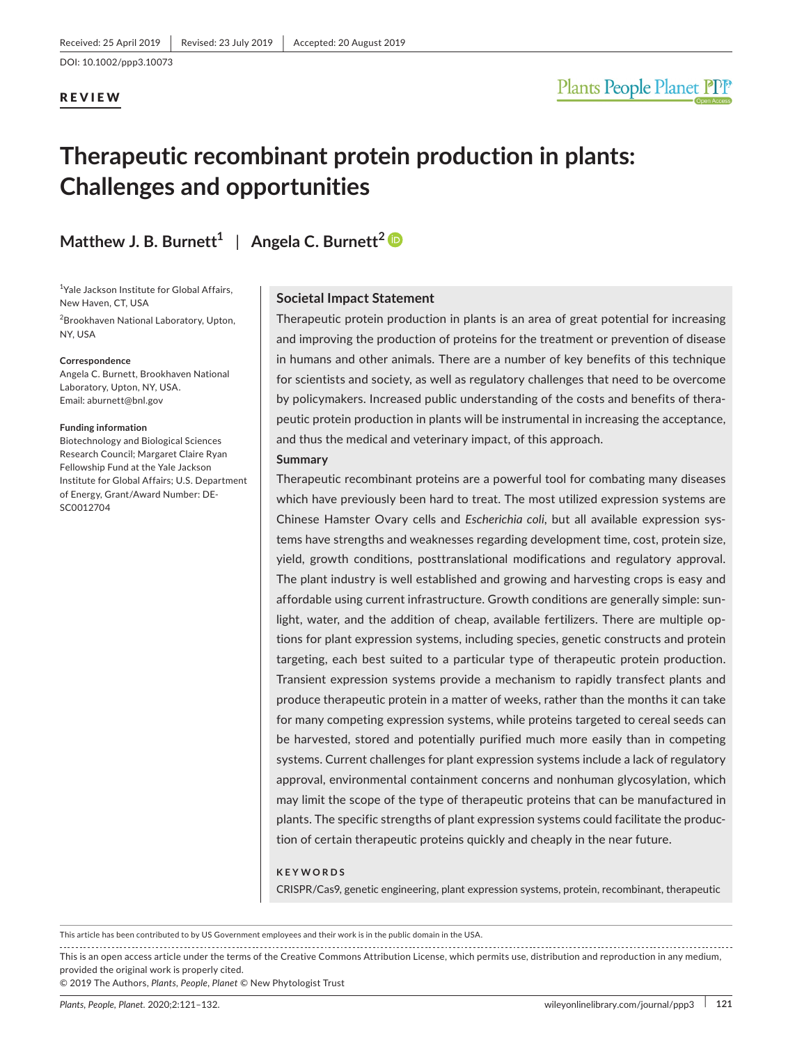Received: 25 April 2019 | Revised: 23 July 2019 | Accepted: 20 August 2019

DOI: 10.1002/ppp3.10073

**REVIEW**

# Therapeutic recombinant protein production in plants: Challenges and opportunities

**Matthew J. B. Burnett[1] | Angela C. Burnett[2]**

[1]Yale Jackson Institute for Global Affairs, New Haven, CT, USA

[2]Brookhaven National Laboratory, Upton, NY, USA

**Correspondence**
Angela C. Burnett, Brookhaven National Laboratory, Upton, NY, USA.
Email: aburnett@bnl.gov

**Funding information**
Biotechnology and Biological Sciences Research Council; Margaret Claire Ryan Fellowship Fund at the Yale Jackson Institute for Global Affairs; U.S. Department of Energy, Grant/Award Number: DE-SC0012704

## Societal Impact Statement

Therapeutic protein production in plants is an area of great potential for increasing and improving the production of proteins for the treatment or prevention of disease in humans and other animals. There are a number of key benefits of this technique for scientists and society, as well as regulatory challenges that need to be overcome by policymakers. Increased public understanding of the costs and benefits of therapeutic protein production in plants will be instrumental in increasing the acceptance, and thus the medical and veterinary impact, of this approach.

## Summary

Therapeutic recombinant proteins are a powerful tool for combating many diseases which have previously been hard to treat. The most utilized expression systems are Chinese Hamster Ovary cells and *Escherichia coli*, but all available expression systems have strengths and weaknesses regarding development time, cost, protein size, yield, growth conditions, posttranslational modifications and regulatory approval. The plant industry is well established and growing and harvesting crops is easy and affordable using current infrastructure. Growth conditions are generally simple: sunlight, water, and the addition of cheap, available fertilizers. There are multiple options for plant expression systems, including species, genetic constructs and protein targeting, each best suited to a particular type of therapeutic protein production. Transient expression systems provide a mechanism to rapidly transfect plants and produce therapeutic protein in a matter of weeks, rather than the months it can take for many competing expression systems, while proteins targeted to cereal seeds can be harvested, stored and potentially purified much more easily than in competing systems. Current challenges for plant expression systems include a lack of regulatory approval, environmental containment concerns and nonhuman glycosylation, which may limit the scope of the type of therapeutic proteins that can be manufactured in plants. The specific strengths of plant expression systems could facilitate the production of certain therapeutic proteins quickly and cheaply in the near future.

**KEYWORDS**

CRISPR/Cas9, genetic engineering, plant expression systems, protein, recombinant, therapeutic

This article has been contributed to by US Government employees and their work is in the public domain in the USA.

This is an open access article under the terms of the Creative Commons Attribution License, which permits use, distribution and reproduction in any medium, provided the original work is properly cited.

© 2019 The Authors, *Plants, People, Planet* © New Phytologist Trust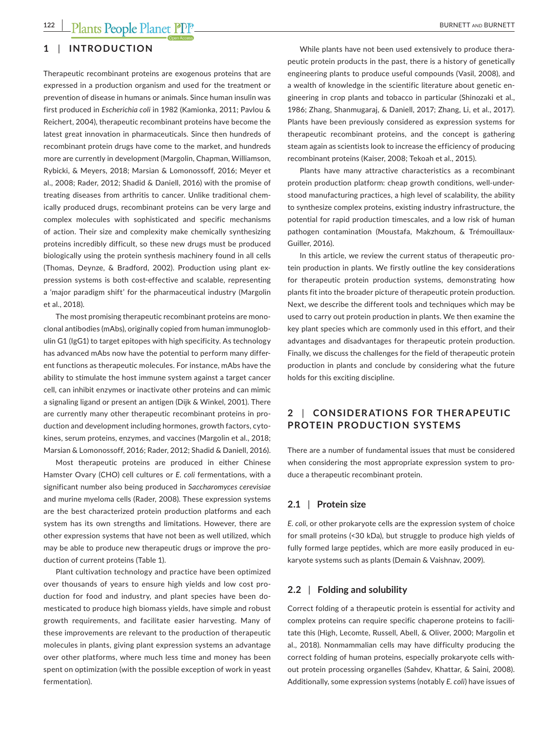## 1 | INTRODUCTION

Therapeutic recombinant proteins are exogenous proteins that are expressed in a production organism and used for the treatment or prevention of disease in humans or animals. Since human insulin was first produced in *Escherichia coli* in 1982 (Kamionka, 2011; Pavlou & Reichert, 2004), therapeutic recombinant proteins have become the latest great innovation in pharmaceuticals. Since then hundreds of recombinant protein drugs have come to the market, and hundreds more are currently in development (Margolin, Chapman, Williamson, Rybicki, & Meyers, 2018; Marsian & Lomonossoff, 2016; Meyer et al., 2008; Rader, 2012; Shadid & Daniell, 2016) with the promise of treating diseases from arthritis to cancer. Unlike traditional chemically produced drugs, recombinant proteins can be very large and complex molecules with sophisticated and specific mechanisms of action. Their size and complexity make chemically synthesizing proteins incredibly difficult, so these new drugs must be produced biologically using the protein synthesis machinery found in all cells (Thomas, Deynze, & Bradford, 2002). Production using plant expression systems is both cost-effective and scalable, representing a 'major paradigm shift' for the pharmaceutical industry (Margolin et al., 2018).

The most promising therapeutic recombinant proteins are monoclonal antibodies (mAbs), originally copied from human immunoglobulin G1 (IgG1) to target epitopes with high specificity. As technology has advanced mAbs now have the potential to perform many different functions as therapeutic molecules. For instance, mAbs have the ability to stimulate the host immune system against a target cancer cell, can inhibit enzymes or inactivate other proteins and can mimic a signaling ligand or present an antigen (Dijk & Winkel, 2001). There are currently many other therapeutic recombinant proteins in production and development including hormones, growth factors, cytokines, serum proteins, enzymes, and vaccines (Margolin et al., 2018; Marsian & Lomonossoff, 2016; Rader, 2012; Shadid & Daniell, 2016).

Most therapeutic proteins are produced in either Chinese Hamster Ovary (CHO) cell cultures or *E. coli* fermentations, with a significant number also being produced in *Saccharomyces cerevisiae* and murine myeloma cells (Rader, 2008). These expression systems are the best characterized protein production platforms and each system has its own strengths and limitations. However, there are other expression systems that have not been as well utilized, which may be able to produce new therapeutic drugs or improve the production of current proteins (Table 1).

Plant cultivation technology and practice have been optimized over thousands of years to ensure high yields and low cost production for food and industry, and plant species have been domesticated to produce high biomass yields, have simple and robust growth requirements, and facilitate easier harvesting. Many of these improvements are relevant to the production of therapeutic molecules in plants, giving plant expression systems an advantage over other platforms, where much less time and money has been spent on optimization (with the possible exception of work in yeast fermentation).

While plants have not been used extensively to produce therapeutic protein products in the past, there is a history of genetically engineering plants to produce useful compounds (Vasil, 2008), and a wealth of knowledge in the scientific literature about genetic engineering in crop plants and tobacco in particular (Shinozaki et al., 1986; Zhang, Shanmugaraj, & Daniell, 2017; Zhang, Li, et al., 2017). Plants have been previously considered as expression systems for therapeutic recombinant proteins, and the concept is gathering steam again as scientists look to increase the efficiency of producing recombinant proteins (Kaiser, 2008; Tekoah et al., 2015).

Plants have many attractive characteristics as a recombinant protein production platform: cheap growth conditions, well-understood manufacturing practices, a high level of scalability, the ability to synthesize complex proteins, existing industry infrastructure, the potential for rapid production timescales, and a low risk of human pathogen contamination (Moustafa, Makzhoum, & Trémouillaux-Guiller, 2016).

In this article, we review the current status of therapeutic protein production in plants. We firstly outline the key considerations for therapeutic protein production systems, demonstrating how plants fit into the broader picture of therapeutic protein production. Next, we describe the different tools and techniques which may be used to carry out protein production in plants. We then examine the key plant species which are commonly used in this effort, and their advantages and disadvantages for therapeutic protein production. Finally, we discuss the challenges for the field of therapeutic protein production in plants and conclude by considering what the future holds for this exciting discipline.

## 2 | CONSIDERATIONS FOR THERAPEUTIC PROTEIN PRODUCTION SYSTEMS

There are a number of fundamental issues that must be considered when considering the most appropriate expression system to produce a therapeutic recombinant protein.

### 2.1 | Protein size

*E. coli*, or other prokaryote cells are the expression system of choice for small proteins (<30 kDa), but struggle to produce high yields of fully formed large peptides, which are more easily produced in eukaryote systems such as plants (Demain & Vaishnav, 2009).

### 2.2 | Folding and solubility

Correct folding of a therapeutic protein is essential for activity and complex proteins can require specific chaperone proteins to facilitate this (High, Lecomte, Russell, Abell, & Oliver, 2000; Margolin et al., 2018). Nonmammalian cells may have difficulty producing the correct folding of human proteins, especially prokaryote cells without protein processing organelles (Sahdev, Khattar, & Saini, 2008). Additionally, some expression systems (notably *E. coli*) have issues of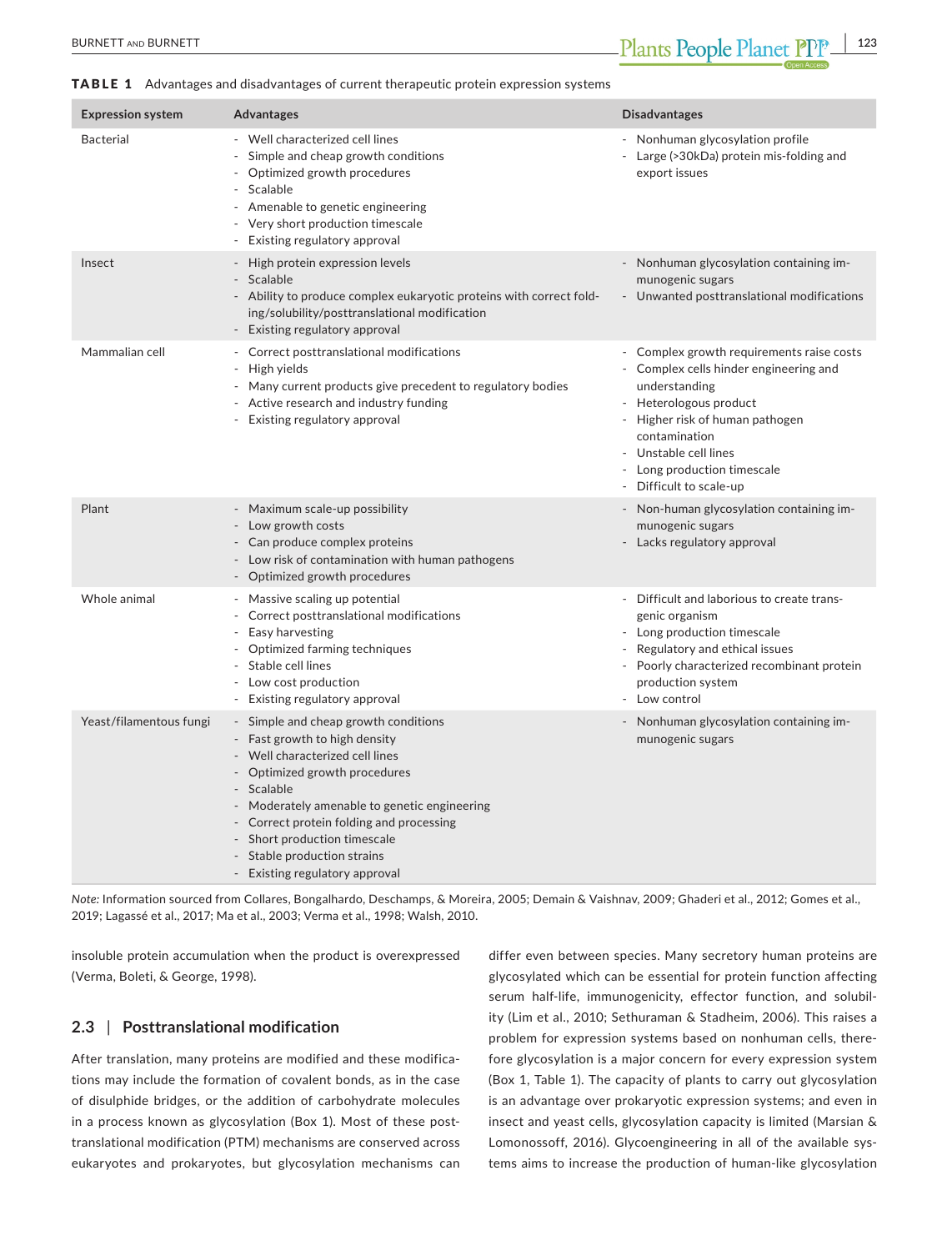**TABLE 1** Advantages and disadvantages of current therapeutic protein expression systems

| Expression system | Advantages | Disadvantages |
| --- | --- | --- |
| Bacterial | - Well characterized cell lines<br>- Simple and cheap growth conditions<br>- Optimized growth procedures<br>- Scalable<br>- Amenable to genetic engineering<br>- Very short production timescale<br>- Existing regulatory approval | - Nonhuman glycosylation profile<br>- Large (>30kDa) protein mis-folding and export issues |
| Insect | - High protein expression levels<br>- Scalable<br>- Ability to produce complex eukaryotic proteins with correct folding/solubility/posttranslational modification<br>- Existing regulatory approval | - Nonhuman glycosylation containing immunogenic sugars<br>- Unwanted posttranslational modifications |
| Mammalian cell | - Correct posttranslational modifications<br>- High yields<br>- Many current products give precedent to regulatory bodies<br>- Active research and industry funding<br>- Existing regulatory approval | - Complex growth requirements raise costs<br>- Complex cells hinder engineering and understanding<br>- Heterologous product<br>- Higher risk of human pathogen contamination<br>- Unstable cell lines<br>- Long production timescale<br>- Difficult to scale-up |
| Plant | - Maximum scale-up possibility<br>- Low growth costs<br>- Can produce complex proteins<br>- Low risk of contamination with human pathogens<br>- Optimized growth procedures | - Non-human glycosylation containing immunogenic sugars<br>- Lacks regulatory approval |
| Whole animal | - Massive scaling up potential<br>- Correct posttranslational modifications<br>- Easy harvesting<br>- Optimized farming techniques<br>- Stable cell lines<br>- Low cost production<br>- Existing regulatory approval | - Difficult and laborious to create transgenic organism<br>- Long production timescale<br>- Regulatory and ethical issues<br>- Poorly characterized recombinant protein production system<br>- Low control |
| Yeast/filamentous fungi | - Simple and cheap growth conditions<br>- Fast growth to high density<br>- Well characterized cell lines<br>- Optimized growth procedures<br>- Scalable<br>- Moderately amenable to genetic engineering<br>- Correct protein folding and processing<br>- Short production timescale<br>- Stable production strains<br>- Existing regulatory approval | - Nonhuman glycosylation containing immunogenic sugars |

*Note:* Information sourced from Collares, Bongalhardo, Deschamps, & Moreira, 2005; Demain & Vaishnav, 2009; Ghaderi et al., 2012; Gomes et al., 2019; Lagassé et al., 2017; Ma et al., 2003; Verma et al., 1998; Walsh, 2010.

insoluble protein accumulation when the product is overexpressed (Verma, Boleti, & George, 1998).

## 2.3 | Posttranslational modification

After translation, many proteins are modified and these modifications may include the formation of covalent bonds, as in the case of disulphide bridges, or the addition of carbohydrate molecules in a process known as glycosylation (Box 1). Most of these posttranslational modification (PTM) mechanisms are conserved across eukaryotes and prokaryotes, but glycosylation mechanisms can differ even between species. Many secretory human proteins are glycosylated which can be essential for protein function affecting serum half-life, immunogenicity, effector function, and solubility (Lim et al., 2010; Sethuraman & Stadheim, 2006). This raises a problem for expression systems based on nonhuman cells, therefore glycosylation is a major concern for every expression system (Box 1, Table 1). The capacity of plants to carry out glycosylation is an advantage over prokaryotic expression systems; and even in insect and yeast cells, glycosylation capacity is limited (Marsian & Lomonossoff, 2016). Glycoengineering in all of the available systems aims to increase the production of human-like glycosylation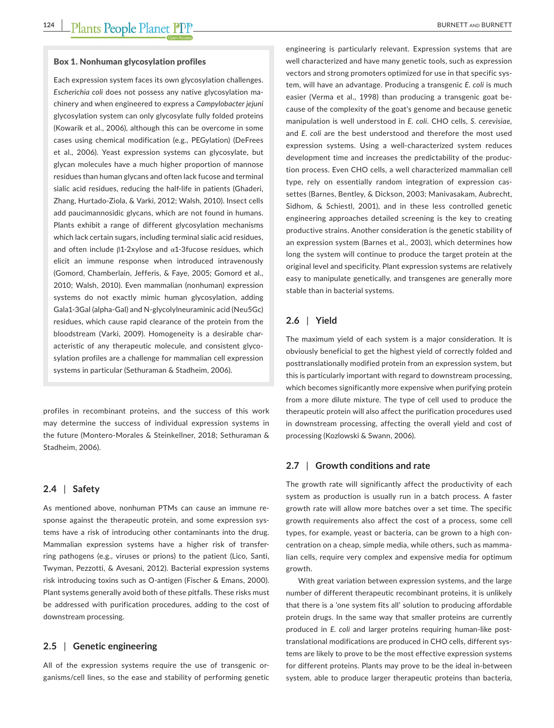**Box 1. Nonhuman glycosylation profiles**

Each expression system faces its own glycosylation challenges. *Escherichia coli* does not possess any native glycosylation machinery and when engineered to express a *Campylobacter jejuni* glycosylation system can only glycosylate fully folded proteins (Kowarik et al., 2006), although this can be overcome in some cases using chemical modification (e.g., PEGylation) (DeFrees et al., 2006). Yeast expression systems can glycosylate, but glycan molecules have a much higher proportion of mannose residues than human glycans and often lack fucose and terminal sialic acid residues, reducing the half-life in patients (Ghaderi, Zhang, Hurtado-Ziola, & Varki, 2012; Walsh, 2010). Insect cells add paucimannosidic glycans, which are not found in humans. Plants exhibit a range of different glycosylation mechanisms which lack certain sugars, including terminal sialic acid residues, and often include β1-2xylose and α1-3fucose residues, which elicit an immune response when introduced intravenously (Gomord, Chamberlain, Jefferis, & Faye, 2005; Gomord et al., 2010; Walsh, 2010). Even mammalian (nonhuman) expression systems do not exactly mimic human glycosylation, adding Gala1-3Gal (alpha-Gal) and N-glycolylneuraminic acid (Neu5Gc) residues, which cause rapid clearance of the protein from the bloodstream (Varki, 2009). Homogeneity is a desirable characteristic of any therapeutic molecule, and consistent glycosylation profiles are a challenge for mammalian cell expression systems in particular (Sethuraman & Stadheim, 2006).

profiles in recombinant proteins, and the success of this work may determine the success of individual expression systems in the future (Montero-Morales & Steinkellner, 2018; Sethuraman & Stadheim, 2006).

## 2.4 | Safety

As mentioned above, nonhuman PTMs can cause an immune response against the therapeutic protein, and some expression systems have a risk of introducing other contaminants into the drug. Mammalian expression systems have a higher risk of transferring pathogens (e.g., viruses or prions) to the patient (Lico, Santi, Twyman, Pezzotti, & Avesani, 2012). Bacterial expression systems risk introducing toxins such as O-antigen (Fischer & Emans, 2000). Plant systems generally avoid both of these pitfalls. These risks must be addressed with purification procedures, adding to the cost of downstream processing.

## 2.5 | Genetic engineering

All of the expression systems require the use of transgenic organisms/cell lines, so the ease and stability of performing genetic engineering is particularly relevant. Expression systems that are well characterized and have many genetic tools, such as expression vectors and strong promoters optimized for use in that specific system, will have an advantage. Producing a transgenic *E. coli* is much easier (Verma et al., 1998) than producing a transgenic goat because of the complexity of the goat's genome and because genetic manipulation is well understood in *E. coli*. CHO cells, *S. cerevisiae*, and *E. coli* are the best understood and therefore the most used expression systems. Using a well-characterized system reduces development time and increases the predictability of the production process. Even CHO cells, a well characterized mammalian cell type, rely on essentially random integration of expression cassettes (Barnes, Bentley, & Dickson, 2003; Manivasakam, Aubrecht, Sidhom, & Schiestl, 2001), and in these less controlled genetic engineering approaches detailed screening is the key to creating productive strains. Another consideration is the genetic stability of an expression system (Barnes et al., 2003), which determines how long the system will continue to produce the target protein at the original level and specificity. Plant expression systems are relatively easy to manipulate genetically, and transgenes are generally more stable than in bacterial systems.

## 2.6 | Yield

The maximum yield of each system is a major consideration. It is obviously beneficial to get the highest yield of correctly folded and posttranslationally modified protein from an expression system, but this is particularly important with regard to downstream processing, which becomes significantly more expensive when purifying protein from a more dilute mixture. The type of cell used to produce the therapeutic protein will also affect the purification procedures used in downstream processing, affecting the overall yield and cost of processing (Kozlowski & Swann, 2006).

## 2.7 | Growth conditions and rate

The growth rate will significantly affect the productivity of each system as production is usually run in a batch process. A faster growth rate will allow more batches over a set time. The specific growth requirements also affect the cost of a process, some cell types, for example, yeast or bacteria, can be grown to a high concentration on a cheap, simple media, while others, such as mammalian cells, require very complex and expensive media for optimum growth.

With great variation between expression systems, and the large number of different therapeutic recombinant proteins, it is unlikely that there is a 'one system fits all' solution to producing affordable protein drugs. In the same way that smaller proteins are currently produced in *E. coli* and larger proteins requiring human-like posttranslational modifications are produced in CHO cells, different systems are likely to prove to be the most effective expression systems for different proteins. Plants may prove to be the ideal in-between system, able to produce larger therapeutic proteins than bacteria,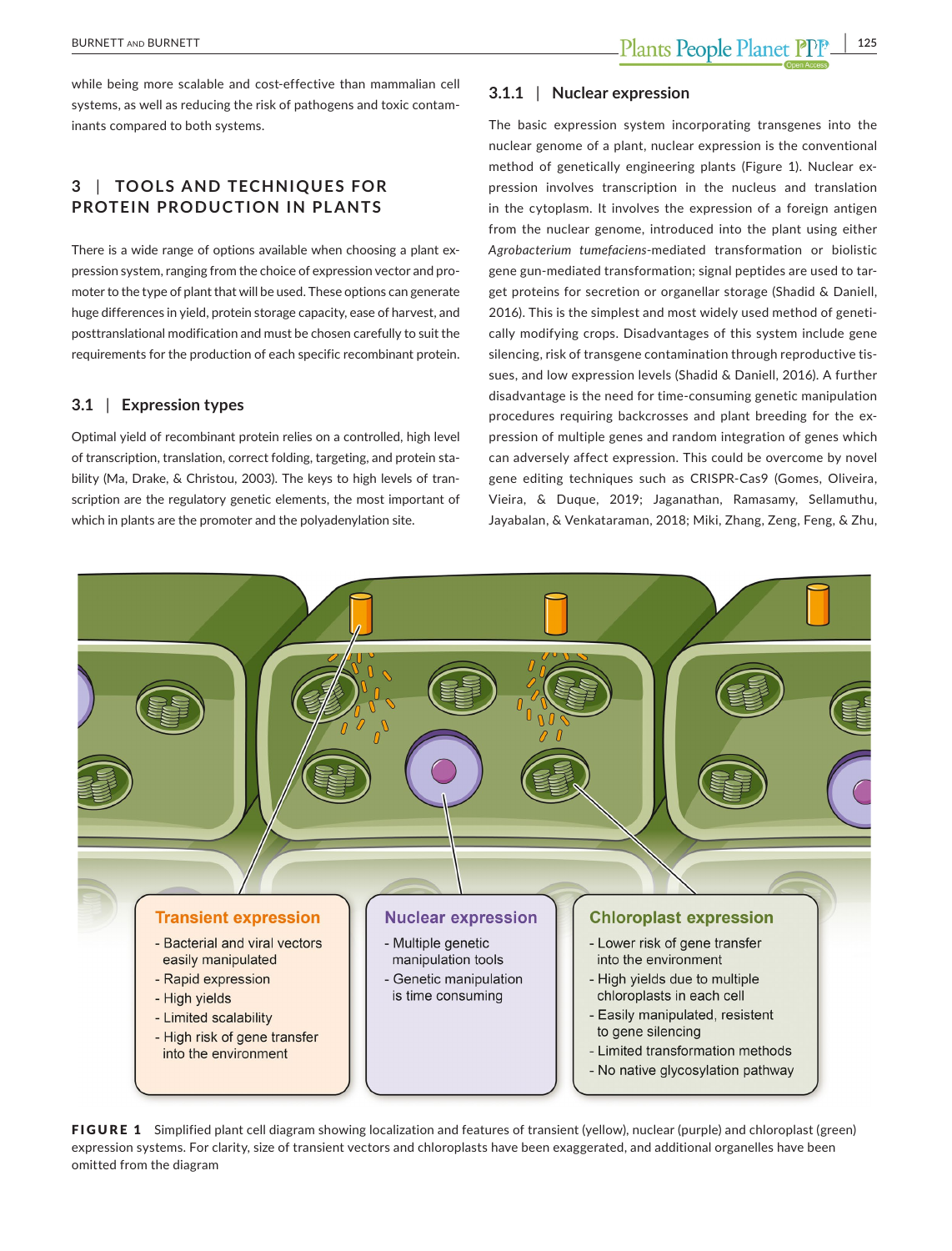while being more scalable and cost-effective than mammalian cell systems, as well as reducing the risk of pathogens and toxic contaminants compared to both systems.

## 3 | TOOLS AND TECHNIQUES FOR PROTEIN PRODUCTION IN PLANTS

There is a wide range of options available when choosing a plant expression system, ranging from the choice of expression vector and promoter to the type of plant that will be used. These options can generate huge differences in yield, protein storage capacity, ease of harvest, and posttranslational modification and must be chosen carefully to suit the requirements for the production of each specific recombinant protein.

### 3.1 | Expression types

Optimal yield of recombinant protein relies on a controlled, high level of transcription, translation, correct folding, targeting, and protein stability (Ma, Drake, & Christou, 2003). The keys to high levels of transcription are the regulatory genetic elements, the most important of which in plants are the promoter and the polyadenylation site.

#### 3.1.1 | Nuclear expression

The basic expression system incorporating transgenes into the nuclear genome of a plant, nuclear expression is the conventional method of genetically engineering plants (Figure 1). Nuclear expression involves transcription in the nucleus and translation in the cytoplasm. It involves the expression of a foreign antigen from the nuclear genome, introduced into the plant using either *Agrobacterium tumefaciens*-mediated transformation or biolistic gene gun-mediated transformation; signal peptides are used to target proteins for secretion or organellar storage (Shadid & Daniell, 2016). This is the simplest and most widely used method of genetically modifying crops. Disadvantages of this system include gene silencing, risk of transgene contamination through reproductive tissues, and low expression levels (Shadid & Daniell, 2016). A further disadvantage is the need for time-consuming genetic manipulation procedures requiring backcrosses and plant breeding for the expression of multiple genes and random integration of genes which can adversely affect expression. This could be overcome by novel gene editing techniques such as CRISPR-Cas9 (Gomes, Oliveira, Vieira, & Duque, 2019; Jaganathan, Ramasamy, Sellamuthu, Jayabalan, & Venkataraman, 2018; Miki, Zhang, Zeng, Feng, & Zhu,

**Transient expression**
- Bacterial and viral vectors easily manipulated
- Rapid expression
- High yields
- Limited scalability
- High risk of gene transfer into the environment

**Nuclear expression**
- Multiple genetic manipulation tools
- Genetic manipulation is time consuming

**Chloroplast expression**
- Lower risk of gene transfer into the environment
- High yields due to multiple chloroplasts in each cell
- Easily manipulated, resistent to gene silencing
- Limited transformation methods
- No native glycosylation pathway

**FIGURE 1** Simplified plant cell diagram showing localization and features of transient (yellow), nuclear (purple) and chloroplast (green) expression systems. For clarity, size of transient vectors and chloroplasts have been exaggerated, and additional organelles have been omitted from the diagram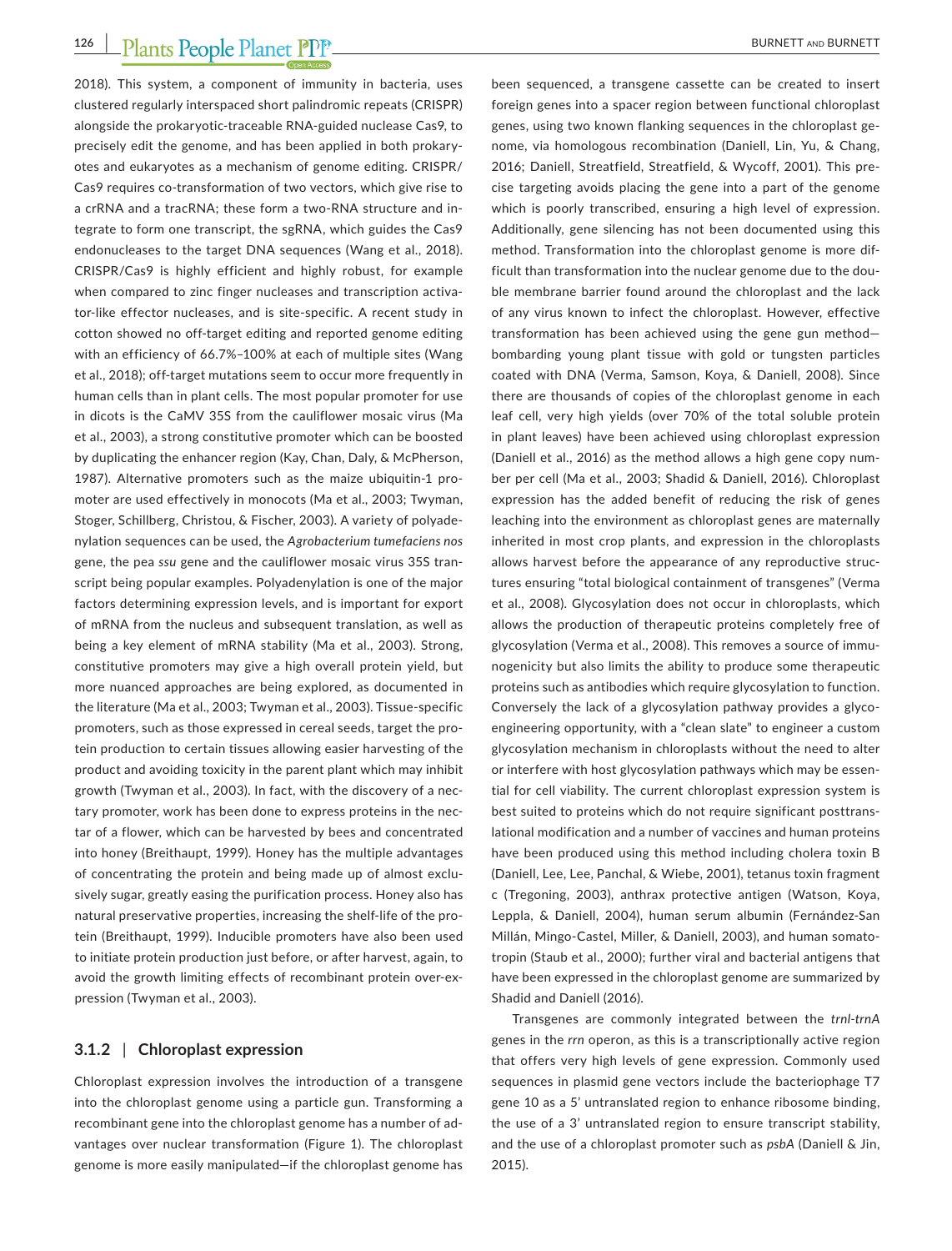2018). This system, a component of immunity in bacteria, uses clustered regularly interspaced short palindromic repeats (CRISPR) alongside the prokaryotic-traceable RNA-guided nuclease Cas9, to precisely edit the genome, and has been applied in both prokaryotes and eukaryotes as a mechanism of genome editing. CRISPR/Cas9 requires co-transformation of two vectors, which give rise to a crRNA and a tracrRNA; these form a two-RNA structure and integrate to form one transcript, the sgRNA, which guides the Cas9 endonucleases to the target DNA sequences (Wang et al., 2018). CRISPR/Cas9 is highly efficient and highly robust, for example when compared to zinc finger nucleases and transcription activator-like effector nucleases, and is site-specific. A recent study in cotton showed no off-target editing and reported genome editing with an efficiency of 66.7%–100% at each of multiple sites (Wang et al., 2018); off-target mutations seem to occur more frequently in human cells than in plant cells. The most popular promoter for use in dicots is the CaMV 35S from the cauliflower mosaic virus (Ma et al., 2003), a strong constitutive promoter which can be boosted by duplicating the enhancer region (Kay, Chan, Daly, & McPherson, 1987). Alternative promoters such as the maize ubiquitin-1 promoter are used effectively in monocots (Ma et al., 2003; Twyman, Stoger, Schillberg, Christou, & Fischer, 2003). A variety of polyadenylation sequences can be used, the *Agrobacterium tumefaciens nos* gene, the pea *ssu* gene and the cauliflower mosaic virus 35S transcript being popular examples. Polyadenylation is one of the major factors determining expression levels, and is important for export of mRNA from the nucleus and subsequent translation, as well as being a key element of mRNA stability (Ma et al., 2003). Strong, constitutive promoters may give a high overall protein yield, but more nuanced approaches are being explored, as documented in the literature (Ma et al., 2003; Twyman et al., 2003). Tissue-specific promoters, such as those expressed in cereal seeds, target the protein production to certain tissues allowing easier harvesting of the product and avoiding toxicity in the parent plant which may inhibit growth (Twyman et al., 2003). In fact, with the discovery of a nectary promoter, work has been done to express proteins in the nectar of a flower, which can be harvested by bees and concentrated into honey (Breithaupt, 1999). Honey has the multiple advantages of concentrating the protein and being made up of almost exclusively sugar, greatly easing the purification process. Honey also has natural preservative properties, increasing the shelf-life of the protein (Breithaupt, 1999). Inducible promoters have also been used to initiate protein production just before, or after harvest, again, to avoid the growth limiting effects of recombinant protein over-expression (Twyman et al., 2003).

### 3.1.2 | Chloroplast expression

Chloroplast expression involves the introduction of a transgene into the chloroplast genome using a particle gun. Transforming a recombinant gene into the chloroplast genome has a number of advantages over nuclear transformation (Figure 1). The chloroplast genome is more easily manipulated—if the chloroplast genome has been sequenced, a transgene cassette can be created to insert foreign genes into a spacer region between functional chloroplast genes, using two known flanking sequences in the chloroplast genome, via homologous recombination (Daniell, Lin, Yu, & Chang, 2016; Daniell, Streatfield, Streatfield, & Wycoff, 2001). This precise targeting avoids placing the gene into a part of the genome which is poorly transcribed, ensuring a high level of expression. Additionally, gene silencing has not been documented using this method. Transformation into the chloroplast genome is more difficult than transformation into the nuclear genome due to the double membrane barrier found around the chloroplast and the lack of any virus known to infect the chloroplast. However, effective transformation has been achieved using the gene gun method—bombarding young plant tissue with gold or tungsten particles coated with DNA (Verma, Samson, Koya, & Daniell, 2008). Since there are thousands of copies of the chloroplast genome in each leaf cell, very high yields (over 70% of the total soluble protein in plant leaves) have been achieved using chloroplast expression (Daniell et al., 2016) as the method allows a high gene copy number per cell (Ma et al., 2003; Shadid & Daniell, 2016). Chloroplast expression has the added benefit of reducing the risk of genes leaching into the environment as chloroplast genes are maternally inherited in most crop plants, and expression in the chloroplasts allows harvest before the appearance of any reproductive structures ensuring "total biological containment of transgenes" (Verma et al., 2008). Glycosylation does not occur in chloroplasts, which allows the production of therapeutic proteins completely free of glycosylation (Verma et al., 2008). This removes a source of immunogenicity but also limits the ability to produce some therapeutic proteins such as antibodies which require glycosylation to function. Conversely the lack of a glycosylation pathway provides a glycoengineering opportunity, with a "clean slate" to engineer a custom glycosylation mechanism in chloroplasts without the need to alter or interfere with host glycosylation pathways which may be essential for cell viability. The current chloroplast expression system is best suited to proteins which do not require significant posttranslational modification and a number of vaccines and human proteins have been produced using this method including cholera toxin B (Daniell, Lee, Lee, Panchal, & Wiebe, 2001), tetanus toxin fragment c (Tregoning, 2003), anthrax protective antigen (Watson, Koya, Leppla, & Daniell, 2004), human serum albumin (Fernández-San Millán, Mingo-Castel, Miller, & Daniell, 2003), and human somatotropin (Staub et al., 2000); further viral and bacterial antigens that have been expressed in the chloroplast genome are summarized by Shadid and Daniell (2016).

Transgenes are commonly integrated between the *trnI-trnA* genes in the *rrn* operon, as this is a transcriptionally active region that offers very high levels of gene expression. Commonly used sequences in plasmid gene vectors include the bacteriophage T7 gene 10 as a 5′ untranslated region to enhance ribosome binding, the use of a 3′ untranslated region to ensure transcript stability, and the use of a chloroplast promoter such as *psbA* (Daniell & Jin, 2015).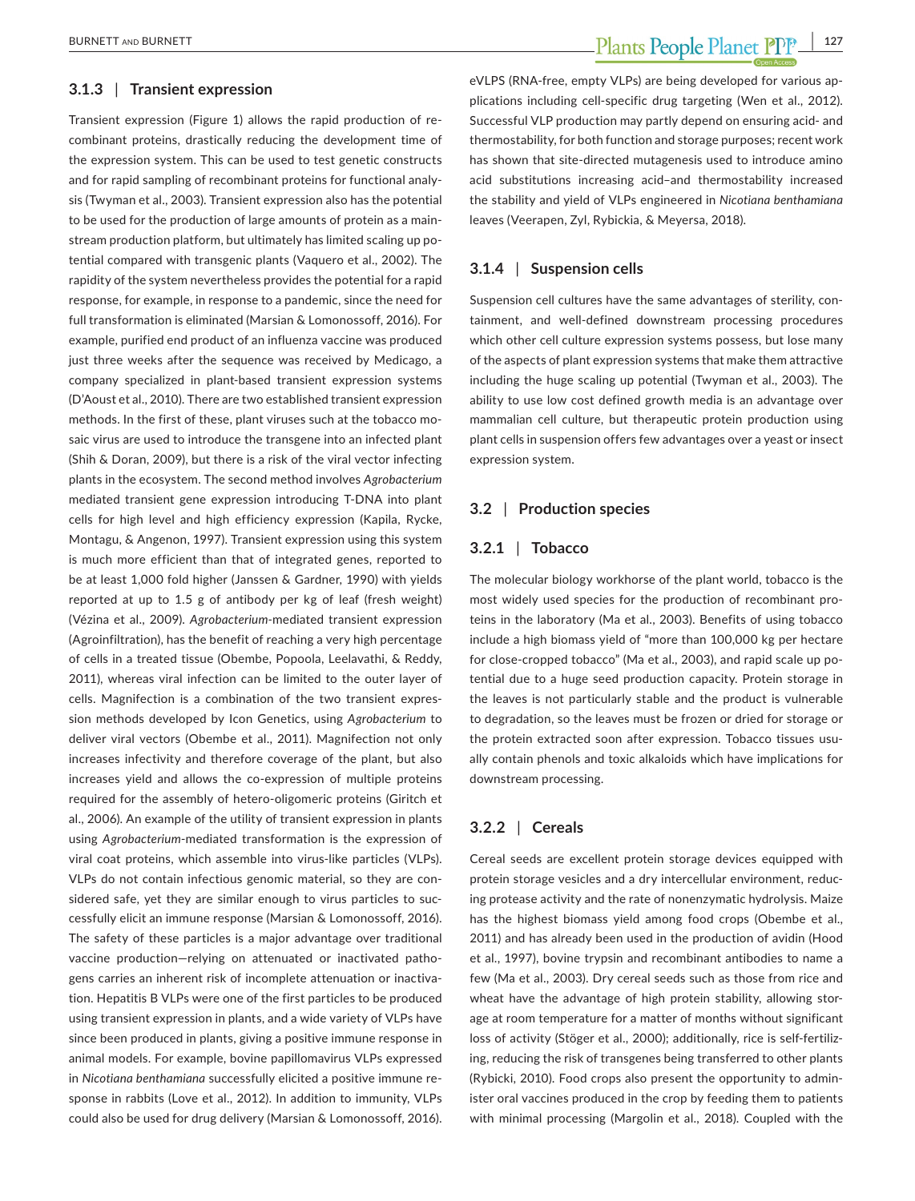### 3.1.3 | Transient expression

Transient expression (Figure 1) allows the rapid production of recombinant proteins, drastically reducing the development time of the expression system. This can be used to test genetic constructs and for rapid sampling of recombinant proteins for functional analysis (Twyman et al., 2003). Transient expression also has the potential to be used for the production of large amounts of protein as a mainstream production platform, but ultimately has limited scaling up potential compared with transgenic plants (Vaquero et al., 2002). The rapidity of the system nevertheless provides the potential for a rapid response, for example, in response to a pandemic, since the need for full transformation is eliminated (Marsian & Lomonossoff, 2016). For example, purified end product of an influenza vaccine was produced just three weeks after the sequence was received by Medicago, a company specialized in plant-based transient expression systems (D'Aoust et al., 2010). There are two established transient expression methods. In the first of these, plant viruses such at the tobacco mosaic virus are used to introduce the transgene into an infected plant (Shih & Doran, 2009), but there is a risk of the viral vector infecting plants in the ecosystem. The second method involves *Agrobacterium* mediated transient gene expression introducing T-DNA into plant cells for high level and high efficiency expression (Kapila, Rycke, Montagu, & Angenon, 1997). Transient expression using this system is much more efficient than that of integrated genes, reported to be at least 1,000 fold higher (Janssen & Gardner, 1990) with yields reported at up to 1.5 g of antibody per kg of leaf (fresh weight) (Vézina et al., 2009). *Agrobacterium*-mediated transient expression (Agroinfiltration), has the benefit of reaching a very high percentage of cells in a treated tissue (Obembe, Popoola, Leelavathi, & Reddy, 2011), whereas viral infection can be limited to the outer layer of cells. Magnifection is a combination of the two transient expression methods developed by Icon Genetics, using *Agrobacterium* to deliver viral vectors (Obembe et al., 2011). Magnifection not only increases infectivity and therefore coverage of the plant, but also increases yield and allows the co-expression of multiple proteins required for the assembly of hetero-oligomeric proteins (Giritch et al., 2006). An example of the utility of transient expression in plants using *Agrobacterium*-mediated transformation is the expression of viral coat proteins, which assemble into virus-like particles (VLPs). VLPs do not contain infectious genomic material, so they are considered safe, yet they are similar enough to virus particles to successfully elicit an immune response (Marsian & Lomonossoff, 2016). The safety of these particles is a major advantage over traditional vaccine production—relying on attenuated or inactivated pathogens carries an inherent risk of incomplete attenuation or inactivation. Hepatitis B VLPs were one of the first particles to be produced using transient expression in plants, and a wide variety of VLPs have since been produced in plants, giving a positive immune response in animal models. For example, bovine papillomavirus VLPs expressed in *Nicotiana benthamiana* successfully elicited a positive immune response in rabbits (Love et al., 2012). In addition to immunity, VLPs could also be used for drug delivery (Marsian & Lomonossoff, 2016). eVLPS (RNA-free, empty VLPs) are being developed for various applications including cell-specific drug targeting (Wen et al., 2012). Successful VLP production may partly depend on ensuring acid- and thermostability, for both function and storage purposes; recent work has shown that site-directed mutagenesis used to introduce amino acid substitutions increasing acid–and thermostability increased the stability and yield of VLPs engineered in *Nicotiana benthamiana* leaves (Veerapen, Zyl, Rybickia, & Meyersa, 2018).

### 3.1.4 | Suspension cells

Suspension cell cultures have the same advantages of sterility, containment, and well-defined downstream processing procedures which other cell culture expression systems possess, but lose many of the aspects of plant expression systems that make them attractive including the huge scaling up potential (Twyman et al., 2003). The ability to use low cost defined growth media is an advantage over mammalian cell culture, but therapeutic protein production using plant cells in suspension offers few advantages over a yeast or insect expression system.

## 3.2 | Production species

### 3.2.1 | Tobacco

The molecular biology workhorse of the plant world, tobacco is the most widely used species for the production of recombinant proteins in the laboratory (Ma et al., 2003). Benefits of using tobacco include a high biomass yield of "more than 100,000 kg per hectare for close-cropped tobacco" (Ma et al., 2003), and rapid scale up potential due to a huge seed production capacity. Protein storage in the leaves is not particularly stable and the product is vulnerable to degradation, so the leaves must be frozen or dried for storage or the protein extracted soon after expression. Tobacco tissues usually contain phenols and toxic alkaloids which have implications for downstream processing.

### 3.2.2 | Cereals

Cereal seeds are excellent protein storage devices equipped with protein storage vesicles and a dry intercellular environment, reducing protease activity and the rate of nonenzymatic hydrolysis. Maize has the highest biomass yield among food crops (Obembe et al., 2011) and has already been used in the production of avidin (Hood et al., 1997), bovine trypsin and recombinant antibodies to name a few (Ma et al., 2003). Dry cereal seeds such as those from rice and wheat have the advantage of high protein stability, allowing storage at room temperature for a matter of months without significant loss of activity (Stöger et al., 2000); additionally, rice is self-fertilizing, reducing the risk of transgenes being transferred to other plants (Rybicki, 2010). Food crops also present the opportunity to administer oral vaccines produced in the crop by feeding them to patients with minimal processing (Margolin et al., 2018). Coupled with the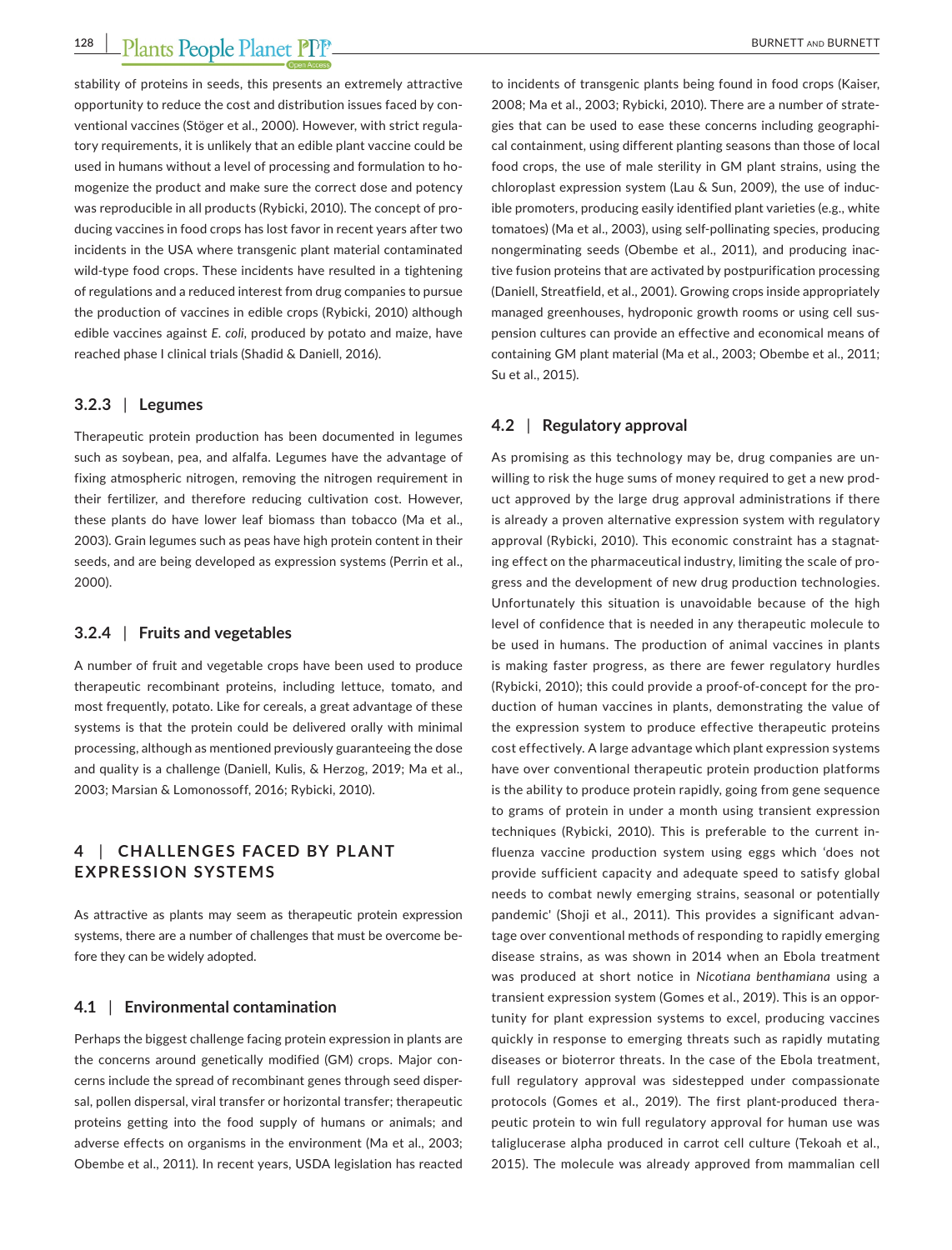stability of proteins in seeds, this presents an extremely attractive opportunity to reduce the cost and distribution issues faced by conventional vaccines (Stöger et al., 2000). However, with strict regulatory requirements, it is unlikely that an edible plant vaccine could be used in humans without a level of processing and formulation to homogenize the product and make sure the correct dose and potency was reproducible in all products (Rybicki, 2010). The concept of producing vaccines in food crops has lost favor in recent years after two incidents in the USA where transgenic plant material contaminated wild-type food crops. These incidents have resulted in a tightening of regulations and a reduced interest from drug companies to pursue the production of vaccines in edible crops (Rybicki, 2010) although edible vaccines against *E. coli*, produced by potato and maize, have reached phase I clinical trials (Shadid & Daniell, 2016).

### 3.2.3 | Legumes

Therapeutic protein production has been documented in legumes such as soybean, pea, and alfalfa. Legumes have the advantage of fixing atmospheric nitrogen, removing the nitrogen requirement in their fertilizer, and therefore reducing cultivation cost. However, these plants do have lower leaf biomass than tobacco (Ma et al., 2003). Grain legumes such as peas have high protein content in their seeds, and are being developed as expression systems (Perrin et al., 2000).

### 3.2.4 | Fruits and vegetables

A number of fruit and vegetable crops have been used to produce therapeutic recombinant proteins, including lettuce, tomato, and most frequently, potato. Like for cereals, a great advantage of these systems is that the protein could be delivered orally with minimal processing, although as mentioned previously guaranteeing the dose and quality is a challenge (Daniell, Kulis, & Herzog, 2019; Ma et al., 2003; Marsian & Lomonossoff, 2016; Rybicki, 2010).

## 4 | CHALLENGES FACED BY PLANT EXPRESSION SYSTEMS

As attractive as plants may seem as therapeutic protein expression systems, there are a number of challenges that must be overcome before they can be widely adopted.

### 4.1 | Environmental contamination

Perhaps the biggest challenge facing protein expression in plants are the concerns around genetically modified (GM) crops. Major concerns include the spread of recombinant genes through seed dispersal, pollen dispersal, viral transfer or horizontal transfer; therapeutic proteins getting into the food supply of humans or animals; and adverse effects on organisms in the environment (Ma et al., 2003; Obembe et al., 2011). In recent years, USDA legislation has reacted to incidents of transgenic plants being found in food crops (Kaiser, 2008; Ma et al., 2003; Rybicki, 2010). There are a number of strategies that can be used to ease these concerns including geographical containment, using different planting seasons than those of local food crops, the use of male sterility in GM plant strains, using the chloroplast expression system (Lau & Sun, 2009), the use of inducible promoters, producing easily identified plant varieties (e.g., white tomatoes) (Ma et al., 2003), using self-pollinating species, producing nongerminating seeds (Obembe et al., 2011), and producing inactive fusion proteins that are activated by postpurification processing (Daniell, Streatfield, et al., 2001). Growing crops inside appropriately managed greenhouses, hydroponic growth rooms or using cell suspension cultures can provide an effective and economical means of containing GM plant material (Ma et al., 2003; Obembe et al., 2011; Su et al., 2015).

### 4.2 | Regulatory approval

As promising as this technology may be, drug companies are unwilling to risk the huge sums of money required to get a new product approved by the large drug approval administrations if there is already a proven alternative expression system with regulatory approval (Rybicki, 2010). This economic constraint has a stagnating effect on the pharmaceutical industry, limiting the scale of progress and the development of new drug production technologies. Unfortunately this situation is unavoidable because of the high level of confidence that is needed in any therapeutic molecule to be used in humans. The production of animal vaccines in plants is making faster progress, as there are fewer regulatory hurdles (Rybicki, 2010); this could provide a proof-of-concept for the production of human vaccines in plants, demonstrating the value of the expression system to produce effective therapeutic proteins cost effectively. A large advantage which plant expression systems have over conventional therapeutic protein production platforms is the ability to produce protein rapidly, going from gene sequence to grams of protein in under a month using transient expression techniques (Rybicki, 2010). This is preferable to the current influenza vaccine production system using eggs which 'does not provide sufficient capacity and adequate speed to satisfy global needs to combat newly emerging strains, seasonal or potentially pandemic' (Shoji et al., 2011). This provides a significant advantage over conventional methods of responding to rapidly emerging disease strains, as was shown in 2014 when an Ebola treatment was produced at short notice in *Nicotiana benthamiana* using a transient expression system (Gomes et al., 2019). This is an opportunity for plant expression systems to excel, producing vaccines quickly in response to emerging threats such as rapidly mutating diseases or bioterror threats. In the case of the Ebola treatment, full regulatory approval was sidestepped under compassionate protocols (Gomes et al., 2019). The first plant-produced therapeutic protein to win full regulatory approval for human use was taliglucerase alpha produced in carrot cell culture (Tekoah et al., 2015). The molecule was already approved from mammalian cell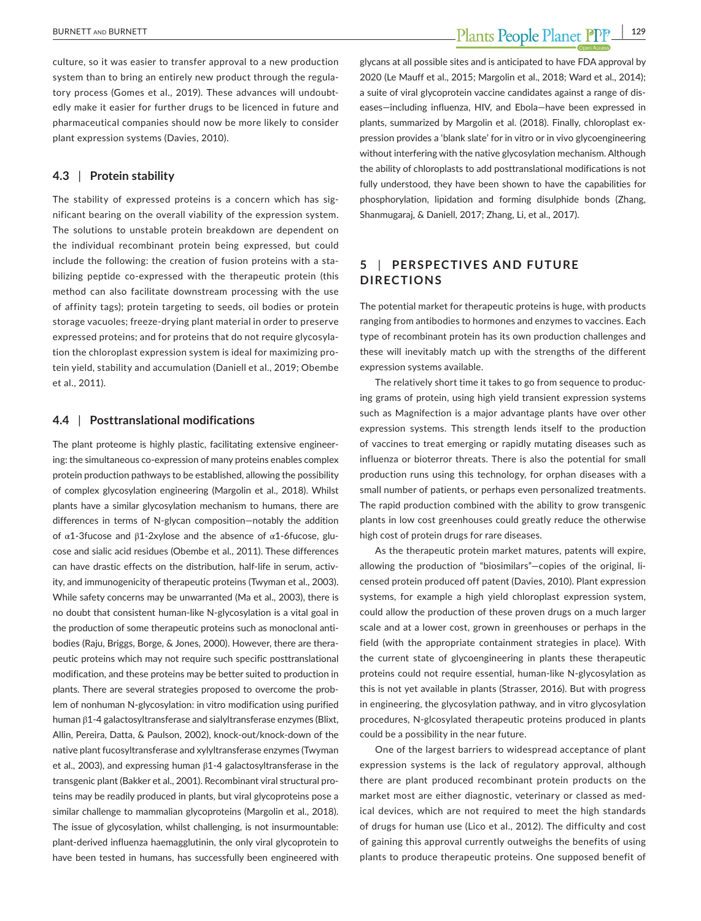culture, so it was easier to transfer approval to a new production system than to bring an entirely new product through the regulatory process (Gomes et al., 2019). These advances will undoubtedly make it easier for further drugs to be licenced in future and pharmaceutical companies should now be more likely to consider plant expression systems (Davies, 2010).

### 4.3 | Protein stability

The stability of expressed proteins is a concern which has significant bearing on the overall viability of the expression system. The solutions to unstable protein breakdown are dependent on the individual recombinant protein being expressed, but could include the following: the creation of fusion proteins with a stabilizing peptide co-expressed with the therapeutic protein (this method can also facilitate downstream processing with the use of affinity tags); protein targeting to seeds, oil bodies or protein storage vacuoles; freeze-drying plant material in order to preserve expressed proteins; and for proteins that do not require glycosylation the chloroplast expression system is ideal for maximizing protein yield, stability and accumulation (Daniell et al., 2019; Obembe et al., 2011).

### 4.4 | Posttranslational modifications

The plant proteome is highly plastic, facilitating extensive engineering: the simultaneous co-expression of many proteins enables complex protein production pathways to be established, allowing the possibility of complex glycosylation engineering (Margolin et al., 2018). Whilst plants have a similar glycosylation mechanism to humans, there are differences in terms of N-glycan composition—notably the addition of α1-3fucose and β1-2xylose and the absence of α1-6fucose, glucose and sialic acid residues (Obembe et al., 2011). These differences can have drastic effects on the distribution, half-life in serum, activity, and immunogenicity of therapeutic proteins (Twyman et al., 2003). While safety concerns may be unwarranted (Ma et al., 2003), there is no doubt that consistent human-like N-glycosylation is a vital goal in the production of some therapeutic proteins such as monoclonal antibodies (Raju, Briggs, Borge, & Jones, 2000). However, there are therapeutic proteins which may not require such specific posttranslational modification, and these proteins may be better suited to production in plants. There are several strategies proposed to overcome the problem of nonhuman N-glycosylation: in vitro modification using purified human β1-4 galactosyltransferase and sialyltransferase enzymes (Blixt, Allin, Pereira, Datta, & Paulson, 2002), knock-out/knock-down of the native plant fucosyltransferase and xylyltransferase enzymes (Twyman et al., 2003), and expressing human β1-4 galactosyltransferase in the transgenic plant (Bakker et al., 2001). Recombinant viral structural proteins may be readily produced in plants, but viral glycoproteins pose a similar challenge to mammalian glycoproteins (Margolin et al., 2018). The issue of glycosylation, whilst challenging, is not insurmountable: plant-derived influenza haemagglutinin, the only viral glycoprotein to have been tested in humans, has successfully been engineered with glycans at all possible sites and is anticipated to have FDA approval by 2020 (Le Mauff et al., 2015; Margolin et al., 2018; Ward et al., 2014); a suite of viral glycoprotein vaccine candidates against a range of diseases—including influenza, HIV, and Ebola—have been expressed in plants, summarized by Margolin et al. (2018). Finally, chloroplast expression provides a 'blank slate' for in vitro or in vivo glycoengineering without interfering with the native glycosylation mechanism. Although the ability of chloroplasts to add posttranslational modifications is not fully understood, they have been shown to have the capabilities for phosphorylation, lipidation and forming disulphide bonds (Zhang, Shanmugaraj, & Daniell, 2017; Zhang, Li, et al., 2017).

## 5 | PERSPECTIVES AND FUTURE DIRECTIONS

The potential market for therapeutic proteins is huge, with products ranging from antibodies to hormones and enzymes to vaccines. Each type of recombinant protein has its own production challenges and these will inevitably match up with the strengths of the different expression systems available.

The relatively short time it takes to go from sequence to producing grams of protein, using high yield transient expression systems such as Magnifection is a major advantage plants have over other expression systems. This strength lends itself to the production of vaccines to treat emerging or rapidly mutating diseases such as influenza or bioterror threats. There is also the potential for small production runs using this technology, for orphan diseases with a small number of patients, or perhaps even personalized treatments. The rapid production combined with the ability to grow transgenic plants in low cost greenhouses could greatly reduce the otherwise high cost of protein drugs for rare diseases.

As the therapeutic protein market matures, patents will expire, allowing the production of "biosimilars"—copies of the original, licensed protein produced off patent (Davies, 2010). Plant expression systems, for example a high yield chloroplast expression system, could allow the production of these proven drugs on a much larger scale and at a lower cost, grown in greenhouses or perhaps in the field (with the appropriate containment strategies in place). With the current state of glycoengineering in plants these therapeutic proteins could not require essential, human-like N-glycosylation as this is not yet available in plants (Strasser, 2016). But with progress in engineering, the glycosylation pathway, and in vitro glycosylation procedures, N-glcosylated therapeutic proteins produced in plants could be a possibility in the near future.

One of the largest barriers to widespread acceptance of plant expression systems is the lack of regulatory approval, although there are plant produced recombinant protein products on the market most are either diagnostic, veterinary or classed as medical devices, which are not required to meet the high standards of drugs for human use (Lico et al., 2012). The difficulty and cost of gaining this approval currently outweighs the benefits of using plants to produce therapeutic proteins. One supposed benefit of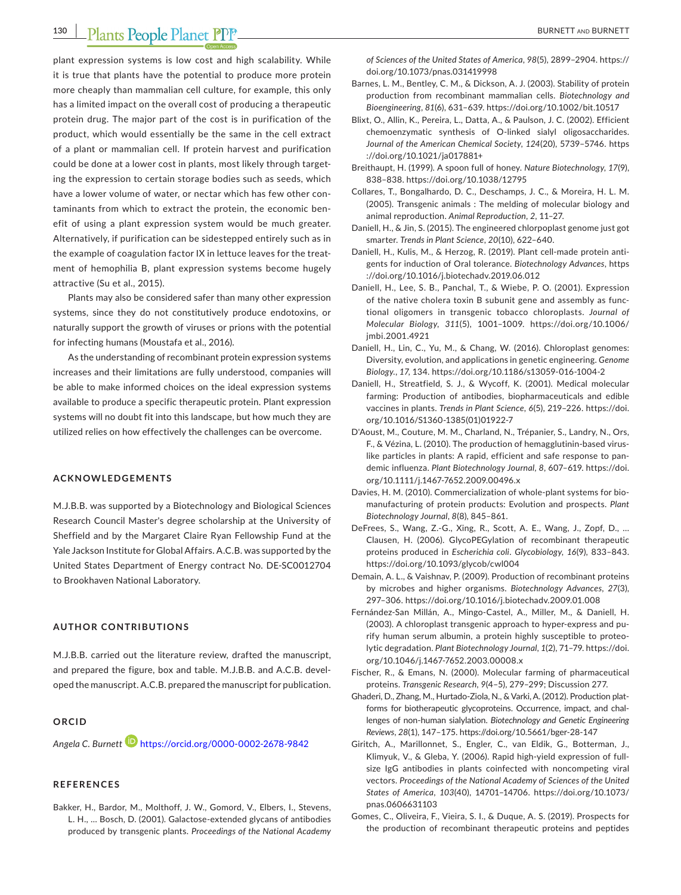plant expression systems is low cost and high scalability. While it is true that plants have the potential to produce more protein more cheaply than mammalian cell culture, for example, this only has a limited impact on the overall cost of producing a therapeutic protein drug. The major part of the cost is in purification of the product, which would essentially be the same in the cell extract of a plant or mammalian cell. If protein harvest and purification could be done at a lower cost in plants, most likely through targeting the expression to certain storage bodies such as seeds, which have a lower volume of water, or nectar which has few other contaminants from which to extract the protein, the economic benefit of using a plant expression system would be much greater. Alternatively, if purification can be sidestepped entirely such as in the example of coagulation factor IX in lettuce leaves for the treatment of hemophilia B, plant expression systems become hugely attractive (Su et al., 2015).

Plants may also be considered safer than many other expression systems, since they do not constitutively produce endotoxins, or naturally support the growth of viruses or prions with the potential for infecting humans (Moustafa et al., 2016).

As the understanding of recombinant protein expression systems increases and their limitations are fully understood, companies will be able to make informed choices on the ideal expression systems available to produce a specific therapeutic protein. Plant expression systems will no doubt fit into this landscape, but how much they are utilized relies on how effectively the challenges can be overcome.

## ACKNOWLEDGEMENTS

M.J.B.B. was supported by a Biotechnology and Biological Sciences Research Council Master's degree scholarship at the University of Sheffield and by the Margaret Claire Ryan Fellowship Fund at the Yale Jackson Institute for Global Affairs. A.C.B. was supported by the United States Department of Energy contract No. DE-SC0012704 to Brookhaven National Laboratory.

## AUTHOR CONTRIBUTIONS

M.J.B.B. carried out the literature review, drafted the manuscript, and prepared the figure, box and table. M.J.B.B. and A.C.B. developed the manuscript. A.C.B. prepared the manuscript for publication.

## ORCID

*Angela C. Burnett* https://orcid.org/0000-0002-2678-9842

## REFERENCES

Bakker, H., Bardor, M., Molthoff, J. W., Gomord, V., Elbers, I., Stevens, L. H., … Bosch, D. (2001). Galactose-extended glycans of antibodies produced by transgenic plants. *Proceedings of the National Academy of Sciences of the United States of America*, *98*(5), 2899–2904. https://doi.org/10.1073/pnas.031419998

Barnes, L. M., Bentley, C. M., & Dickson, A. J. (2003). Stability of protein production from recombinant mammalian cells. *Biotechnology and Bioengineering*, *81*(6), 631–639. https://doi.org/10.1002/bit.10517

Blixt, O., Allin, K., Pereira, L., Datta, A., & Paulson, J. C. (2002). Efficient chemoenzymatic synthesis of O-linked sialyl oligosaccharides. *Journal of the American Chemical Society*, *124*(20), 5739–5746. https://doi.org/10.1021/ja017881+

Breithaupt, H. (1999). A spoon full of honey. *Nature Biotechnology*, *17*(9), 838–838. https://doi.org/10.1038/12795

Collares, T., Bongalhardo, D. C., Deschamps, J. C., & Moreira, H. L. M. (2005). Transgenic animals : The melding of molecular biology and animal reproduction. *Animal Reproduction*, *2*, 11–27.

Daniell, H., & Jin, S. (2015). The engineered chlorpoplast genome just got smarter. *Trends in Plant Science*, *20*(10), 622–640.

Daniell, H., Kulis, M., & Herzog, R. (2019). Plant cell-made protein antigents for induction of Oral tolerance. *Biotechnology Advances*, https://doi.org/10.1016/j.biotechadv.2019.06.012

Daniell, H., Lee, S. B., Panchal, T., & Wiebe, P. O. (2001). Expression of the native cholera toxin B subunit gene and assembly as functional oligomers in transgenic tobacco chloroplasts. *Journal of Molecular Biology*, *311*(5), 1001–1009. https://doi.org/10.1006/jmbi.2001.4921

Daniell, H., Lin, C., Yu, M., & Chang, W. (2016). Chloroplast genomes: Diversity, evolution, and applications in genetic engineering. *Genome Biology.*, *17*, 134. https://doi.org/10.1186/s13059-016-1004-2

Daniell, H., Streatfield, S. J., & Wycoff, K. (2001). Medical molecular farming: Production of antibodies, biopharmaceuticals and edible vaccines in plants. *Trends in Plant Science*, *6*(5), 219–226. https://doi.org/10.1016/S1360-1385(01)01922-7

D'Aoust, M., Couture, M. M., Charland, N., Trépanier, S., Landry, N., Ors, F., & Vézina, L. (2010). The production of hemagglutinin-based virus-like particles in plants: A rapid, efficient and safe response to pandemic influenza. *Plant Biotechnology Journal*, *8*, 607–619. https://doi.org/10.1111/j.1467-7652.2009.00496.x

Davies, H. M. (2010). Commercialization of whole-plant systems for biomanufacturing of protein products: Evolution and prospects. *Plant Biotechnology Journal*, *8*(8), 845–861.

DeFrees, S., Wang, Z.-G., Xing, R., Scott, A. E., Wang, J., Zopf, D., … Clausen, H. (2006). GlycoPEGylation of recombinant therapeutic proteins produced in *Escherichia coli*. *Glycobiology*, *16*(9), 833–843. https://doi.org/10.1093/glycob/cwl004

Demain, A. L., & Vaishnav, P. (2009). Production of recombinant proteins by microbes and higher organisms. *Biotechnology Advances*, *27*(3), 297–306. https://doi.org/10.1016/j.biotechadv.2009.01.008

Fernández-San Millán, A., Mingo-Castel, A., Miller, M., & Daniell, H. (2003). A chloroplast transgenic approach to hyper-express and purify human serum albumin, a protein highly susceptible to proteolytic degradation. *Plant Biotechnology Journal*, *1*(2), 71–79. https://doi.org/10.1046/j.1467-7652.2003.00008.x

Fischer, R., & Emans, N. (2000). Molecular farming of pharmaceutical proteins. *Transgenic Research*, *9*(4–5), 279–299; Discussion 277.

Ghaderi, D., Zhang, M., Hurtado-Ziola, N., & Varki, A. (2012). Production platforms for biotherapeutic glycoproteins. Occurrence, impact, and challenges of non-human sialylation. *Biotechnology and Genetic Engineering Reviews*, *28*(1), 147–175. https://doi.org/10.5661/bger-28-147

Giritch, A., Marillonnet, S., Engler, C., van Eldik, G., Botterman, J., Klimyuk, V., & Gleba, Y. (2006). Rapid high-yield expression of full-size IgG antibodies in plants coinfected with noncompeting viral vectors. *Proceedings of the National Academy of Sciences of the United States of America*, *103*(40), 14701–14706. https://doi.org/10.1073/pnas.0606631103

Gomes, C., Oliveira, F., Vieira, S. I., & Duque, A. S. (2019). Prospects for the production of recombinant therapeutic proteins and peptides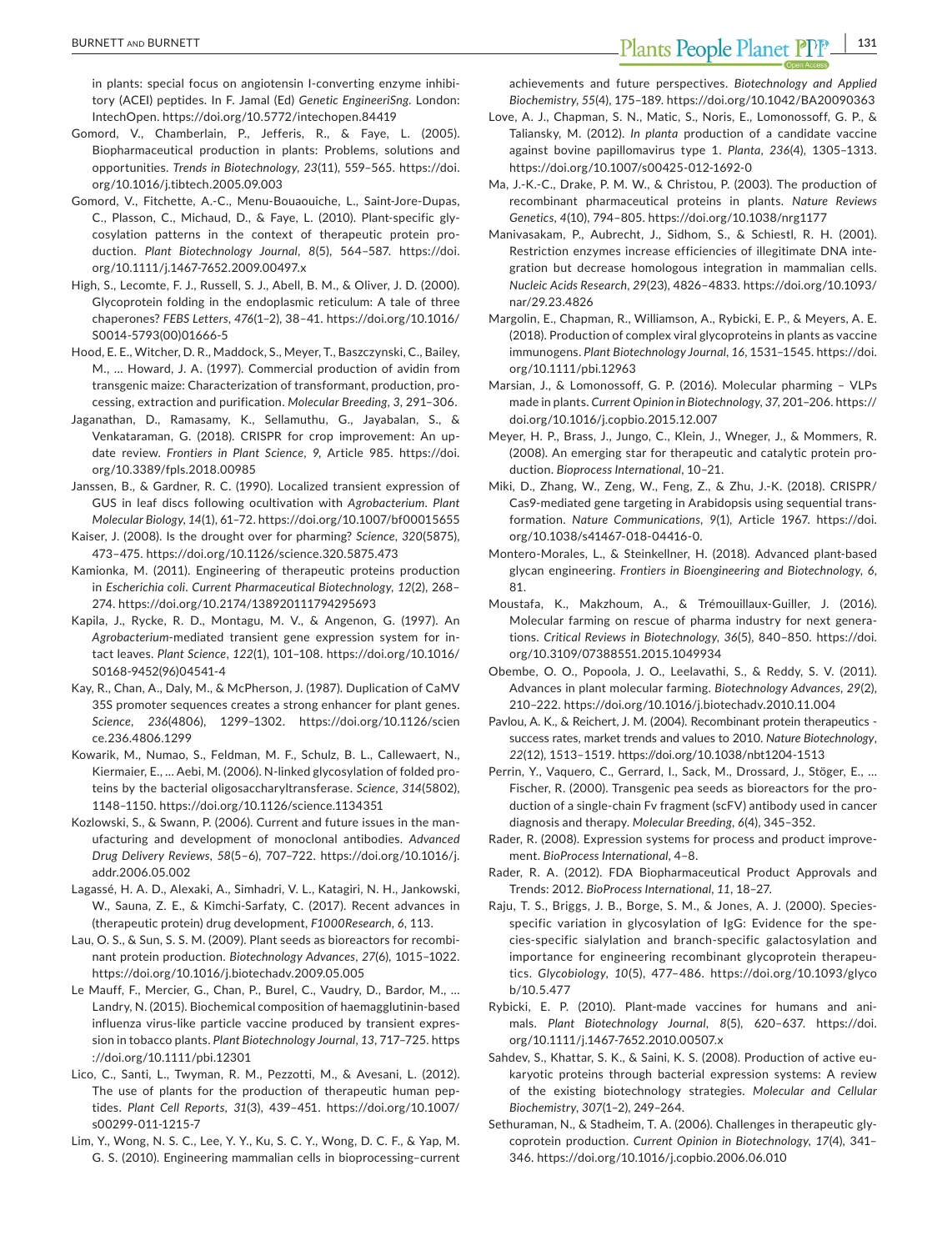in plants: special focus on angiotensin I-converting enzyme inhibitory (ACEI) peptides. In F. Jamal (Ed) *Genetic EngineeriSng*. London: IntechOpen. https://doi.org/10.5772/intechopen.84419

Gomord, V., Chamberlain, P., Jefferis, R., & Faye, L. (2005). Biopharmaceutical production in plants: Problems, solutions and opportunities. *Trends in Biotechnology*, *23*(11), 559–565. https://doi.org/10.1016/j.tibtech.2005.09.003

Gomord, V., Fitchette, A.-C., Menu-Bouaouiche, L., Saint-Jore-Dupas, C., Plasson, C., Michaud, D., & Faye, L. (2010). Plant-specific glycosylation patterns in the context of therapeutic protein production. *Plant Biotechnology Journal*, *8*(5), 564–587. https://doi.org/10.1111/j.1467-7652.2009.00497.x

High, S., Lecomte, F. J., Russell, S. J., Abell, B. M., & Oliver, J. D. (2000). Glycoprotein folding in the endoplasmic reticulum: A tale of three chaperones? *FEBS Letters*, *476*(1–2), 38–41. https://doi.org/10.1016/S0014-5793(00)01666-5

Hood, E. E., Witcher, D. R., Maddock, S., Meyer, T., Baszczynski, C., Bailey, M., … Howard, J. A. (1997). Commercial production of avidin from transgenic maize: Characterization of transformant, production, processing, extraction and purification. *Molecular Breeding*, *3*, 291–306.

Jaganathan, D., Ramasamy, K., Sellamuthu, G., Jayabalan, S., & Venkataraman, G. (2018). CRISPR for crop improvement: An update review. *Frontiers in Plant Science*, *9*, Article 985. https://doi.org/10.3389/fpls.2018.00985

Janssen, B., & Gardner, R. C. (1990). Localized transient expression of GUS in leaf discs following ocultivation with *Agrobacterium*. *Plant Molecular Biology*, *14*(1), 61–72. https://doi.org/10.1007/bf00015655

Kaiser, J. (2008). Is the drought over for pharming? *Science*, *320*(5875), 473–475. https://doi.org/10.1126/science.320.5875.473

Kamionka, M. (2011). Engineering of therapeutic proteins production in *Escherichia coli*. *Current Pharmaceutical Biotechnology*, *12*(2), 268–274. https://doi.org/10.2174/138920111794295693

Kapila, J., Rycke, R. D., Montagu, M. V., & Angenon, G. (1997). An *Agrobacterium*-mediated transient gene expression system for intact leaves. *Plant Science*, *122*(1), 101–108. https://doi.org/10.1016/S0168-9452(96)04541-4

Kay, R., Chan, A., Daly, M., & McPherson, J. (1987). Duplication of CaMV 35S promoter sequences creates a strong enhancer for plant genes. *Science*, *236*(4806), 1299–1302. https://doi.org/10.1126/science.236.4806.1299

Kowarik, M., Numao, S., Feldman, M. F., Schulz, B. L., Callewaert, N., Kiermaier, E., … Aebi, M. (2006). N-linked glycosylation of folded proteins by the bacterial oligosaccharyltransferase. *Science*, *314*(5802), 1148–1150. https://doi.org/10.1126/science.1134351

Kozlowski, S., & Swann, P. (2006). Current and future issues in the manufacturing and development of monoclonal antibodies. *Advanced Drug Delivery Reviews*, *58*(5–6), 707–722. https://doi.org/10.1016/j.addr.2006.05.002

Lagassé, H. A. D., Alexaki, A., Simhadri, V. L., Katagiri, N. H., Jankowski, W., Sauna, Z. E., & Kimchi-Sarfaty, C. (2017). Recent advances in (therapeutic protein) drug development, *F1000Research*, *6*, 113.

Lau, O. S., & Sun, S. S. M. (2009). Plant seeds as bioreactors for recombinant protein production. *Biotechnology Advances*, *27*(6), 1015–1022. https://doi.org/10.1016/j.biotechadv.2009.05.005

Le Mauff, F., Mercier, G., Chan, P., Burel, C., Vaudry, D., Bardor, M., … Landry, N. (2015). Biochemical composition of haemagglutinin-based influenza virus-like particle vaccine produced by transient expression in tobacco plants. *Plant Biotechnology Journal*, *13*, 717–725. https://doi.org/10.1111/pbi.12301

Lico, C., Santi, L., Twyman, R. M., Pezzotti, M., & Avesani, L. (2012). The use of plants for the production of therapeutic human peptides. *Plant Cell Reports*, *31*(3), 439–451. https://doi.org/10.1007/s00299-011-1215-7

Lim, Y., Wong, N. S. C., Lee, Y. Y., Ku, S. C. Y., Wong, D. C. F., & Yap, M. G. S. (2010). Engineering mammalian cells in bioprocessing–current achievements and future perspectives. *Biotechnology and Applied Biochemistry*, *55*(4), 175–189. https://doi.org/10.1042/BA20090363

Love, A. J., Chapman, S. N., Matic, S., Noris, E., Lomonossoff, G. P., & Taliansky, M. (2012). *In planta* production of a candidate vaccine against bovine papillomavirus type 1. *Planta*, *236*(4), 1305–1313. https://doi.org/10.1007/s00425-012-1692-0

Ma, J.-K.-C., Drake, P. M. W., & Christou, P. (2003). The production of recombinant pharmaceutical proteins in plants. *Nature Reviews Genetics*, *4*(10), 794–805. https://doi.org/10.1038/nrg1177

Manivasakam, P., Aubrecht, J., Sidhom, S., & Schiestl, R. H. (2001). Restriction enzymes increase efficiencies of illegitimate DNA integration but decrease homologous integration in mammalian cells. *Nucleic Acids Research*, *29*(23), 4826–4833. https://doi.org/10.1093/nar/29.23.4826

Margolin, E., Chapman, R., Williamson, A., Rybicki, E. P., & Meyers, A. E. (2018). Production of complex viral glycoproteins in plants as vaccine immunogens. *Plant Biotechnology Journal*, *16*, 1531–1545. https://doi.org/10.1111/pbi.12963

Marsian, J., & Lomonossoff, G. P. (2016). Molecular pharming – VLPs made in plants. *Current Opinion in Biotechnology*, *37*, 201–206. https://doi.org/10.1016/j.copbio.2015.12.007

Meyer, H. P., Brass, J., Jungo, C., Klein, J., Wneger, J., & Mommers, R. (2008). An emerging star for therapeutic and catalytic protein production. *Bioprocess International*, 10–21.

Miki, D., Zhang, W., Zeng, W., Feng, Z., & Zhu, J.-K. (2018). CRISPR/Cas9-mediated gene targeting in Arabidopsis using sequential transformation. *Nature Communications*, *9*(1), Article 1967. https://doi.org/10.1038/s41467-018-04416-0.

Montero-Morales, L., & Steinkellner, H. (2018). Advanced plant-based glycan engineering. *Frontiers in Bioengineering and Biotechnology*, *6*, 81.

Moustafa, K., Makzhoum, A., & Trémouillaux-Guiller, J. (2016). Molecular farming on rescue of pharma industry for next generations. *Critical Reviews in Biotechnology*, *36*(5), 840–850. https://doi.org/10.3109/07388551.2015.1049934

Obembe, O. O., Popoola, J. O., Leelavathi, S., & Reddy, S. V. (2011). Advances in plant molecular farming. *Biotechnology Advances*, *29*(2), 210–222. https://doi.org/10.1016/j.biotechadv.2010.11.004

Pavlou, A. K., & Reichert, J. M. (2004). Recombinant protein therapeutics - success rates, market trends and values to 2010. *Nature Biotechnology*, *22*(12), 1513–1519. https://doi.org/10.1038/nbt1204-1513

Perrin, Y., Vaquero, C., Gerrard, I., Sack, M., Drossard, J., Stöger, E., … Fischer, R. (2000). Transgenic pea seeds as bioreactors for the production of a single-chain Fv fragment (scFV) antibody used in cancer diagnosis and therapy. *Molecular Breeding*, *6*(4), 345–352.

Rader, R. (2008). Expression systems for process and product improvement. *BioProcess International*, 4–8.

Rader, R. A. (2012). FDA Biopharmaceutical Product Approvals and Trends: 2012. *BioProcess International*, *11*, 18–27.

Raju, T. S., Briggs, J. B., Borge, S. M., & Jones, A. J. (2000). Species-specific variation in glycosylation of IgG: Evidence for the species-specific sialylation and branch-specific galactosylation and importance for engineering recombinant glycoprotein therapeutics. *Glycobiology*, *10*(5), 477–486. https://doi.org/10.1093/glycob/10.5.477

Rybicki, E. P. (2010). Plant-made vaccines for humans and animals. *Plant Biotechnology Journal*, *8*(5), 620–637. https://doi.org/10.1111/j.1467-7652.2010.00507.x

Sahdev, S., Khattar, S. K., & Saini, K. S. (2008). Production of active eukaryotic proteins through bacterial expression systems: A review of the existing biotechnology strategies. *Molecular and Cellular Biochemistry*, *307*(1–2), 249–264.

Sethuraman, N., & Stadheim, T. A. (2006). Challenges in therapeutic glycoprotein production. *Current Opinion in Biotechnology*, *17*(4), 341–346. https://doi.org/10.1016/j.copbio.2006.06.010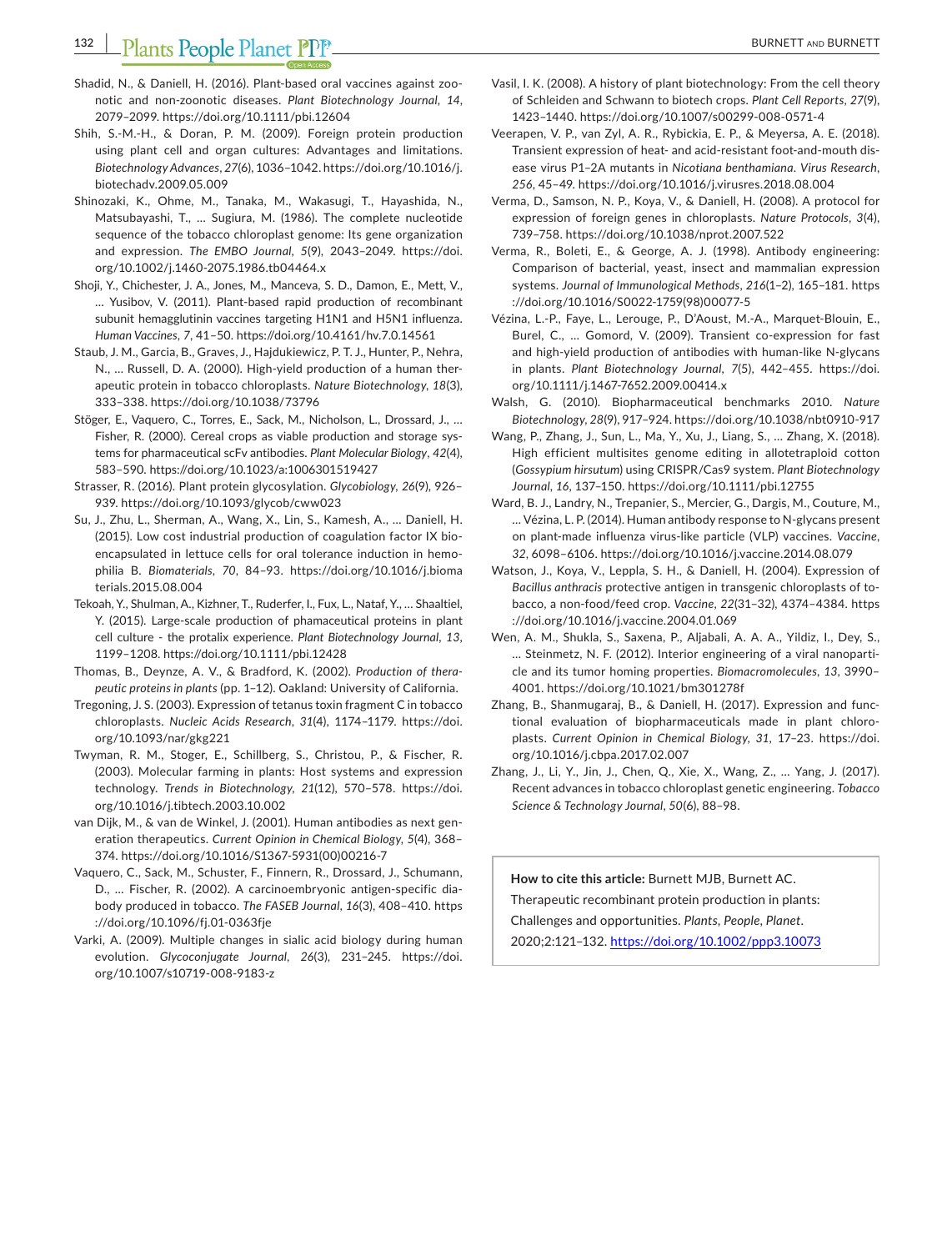Shadid, N., & Daniell, H. (2016). Plant-based oral vaccines against zoonotic and non-zoonotic diseases. *Plant Biotechnology Journal*, *14*, 2079–2099. https://doi.org/10.1111/pbi.12604

Shih, S.-M.-H., & Doran, P. M. (2009). Foreign protein production using plant cell and organ cultures: Advantages and limitations. *Biotechnology Advances*, *27*(6), 1036–1042. https://doi.org/10.1016/j.biotechadv.2009.05.009

Shinozaki, K., Ohme, M., Tanaka, M., Wakasugi, T., Hayashida, N., Matsubayashi, T., … Sugiura, M. (1986). The complete nucleotide sequence of the tobacco chloroplast genome: Its gene organization and expression. *The EMBO Journal*, *5*(9), 2043–2049. https://doi.org/10.1002/j.1460-2075.1986.tb04464.x

Shoji, Y., Chichester, J. A., Jones, M., Manceva, S. D., Damon, E., Mett, V., … Yusibov, V. (2011). Plant-based rapid production of recombinant subunit hemagglutinin vaccines targeting H1N1 and H5N1 influenza. *Human Vaccines*, *7*, 41–50. https://doi.org/10.4161/hv.7.0.14561

Staub, J. M., Garcia, B., Graves, J., Hajdukiewicz, P. T. J., Hunter, P., Nehra, N., … Russell, D. A. (2000). High-yield production of a human therapeutic protein in tobacco chloroplasts. *Nature Biotechnology*, *18*(3), 333–338. https://doi.org/10.1038/73796

Stöger, E., Vaquero, C., Torres, E., Sack, M., Nicholson, L., Drossard, J., … Fisher, R. (2000). Cereal crops as viable production and storage systems for pharmaceutical scFv antibodies. *Plant Molecular Biology*, *42*(4), 583–590. https://doi.org/10.1023/a:1006301519427

Strasser, R. (2016). Plant protein glycosylation. *Glycobiology*, *26*(9), 926–939. https://doi.org/10.1093/glycob/cww023

Su, J., Zhu, L., Sherman, A., Wang, X., Lin, S., Kamesh, A., … Daniell, H. (2015). Low cost industrial production of coagulation factor IX bioencapsulated in lettuce cells for oral tolerance induction in hemophilia B. *Biomaterials*, *70*, 84–93. https://doi.org/10.1016/j.biomaterials.2015.08.004

Tekoah, Y., Shulman, A., Kizhner, T., Ruderfer, I., Fux, L., Nataf, Y., … Shaaltiel, Y. (2015). Large-scale production of phamaceutical proteins in plant cell culture - the protalix experience. *Plant Biotechnology Journal*, *13*, 1199–1208. https://doi.org/10.1111/pbi.12428

Thomas, B., Deynze, A. V., & Bradford, K. (2002). *Production of therapeutic proteins in plants* (pp. 1–12). Oakland: University of California.

Tregoning, J. S. (2003). Expression of tetanus toxin fragment C in tobacco chloroplasts. *Nucleic Acids Research*, *31*(4), 1174–1179. https://doi.org/10.1093/nar/gkg221

Twyman, R. M., Stoger, E., Schillberg, S., Christou, P., & Fischer, R. (2003). Molecular farming in plants: Host systems and expression technology. *Trends in Biotechnology*, *21*(12), 570–578. https://doi.org/10.1016/j.tibtech.2003.10.002

van Dijk, M., & van de Winkel, J. (2001). Human antibodies as next generation therapeutics. *Current Opinion in Chemical Biology*, *5*(4), 368–374. https://doi.org/10.1016/S1367-5931(00)00216-7

Vaquero, C., Sack, M., Schuster, F., Finnern, R., Drossard, J., Schumann, D., … Fischer, R. (2002). A carcinoembryonic antigen-specific diabody produced in tobacco. *The FASEB Journal*, *16*(3), 408–410. https://doi.org/10.1096/fj.01-0363fje

Varki, A. (2009). Multiple changes in sialic acid biology during human evolution. *Glycoconjugate Journal*, *26*(3), 231–245. https://doi.org/10.1007/s10719-008-9183-z

Vasil, I. K. (2008). A history of plant biotechnology: From the cell theory of Schleiden and Schwann to biotech crops. *Plant Cell Reports*, *27*(9), 1423–1440. https://doi.org/10.1007/s00299-008-0571-4

Veerapen, V. P., van Zyl, A. R., Rybickia, E. P., & Meyersa, A. E. (2018). Transient expression of heat- and acid-resistant foot-and-mouth disease virus P1–2A mutants in *Nicotiana benthamiana*. *Virus Research*, *256*, 45–49. https://doi.org/10.1016/j.virusres.2018.08.004

Verma, D., Samson, N. P., Koya, V., & Daniell, H. (2008). A protocol for expression of foreign genes in chloroplasts. *Nature Protocols*, *3*(4), 739–758. https://doi.org/10.1038/nprot.2007.522

Verma, R., Boleti, E., & George, A. J. (1998). Antibody engineering: Comparison of bacterial, yeast, insect and mammalian expression systems. *Journal of Immunological Methods*, *216*(1–2), 165–181. https://doi.org/10.1016/S0022-1759(98)00077-5

Vézina, L.-P., Faye, L., Lerouge, P., D'Aoust, M.-A., Marquet-Blouin, E., Burel, C., … Gomord, V. (2009). Transient co-expression for fast and high-yield production of antibodies with human-like N-glycans in plants. *Plant Biotechnology Journal*, *7*(5), 442–455. https://doi.org/10.1111/j.1467-7652.2009.00414.x

Walsh, G. (2010). Biopharmaceutical benchmarks 2010. *Nature Biotechnology*, *28*(9), 917–924. https://doi.org/10.1038/nbt0910-917

Wang, P., Zhang, J., Sun, L., Ma, Y., Xu, J., Liang, S., … Zhang, X. (2018). High efficient multisites genome editing in allotetraploid cotton (*Gossypium hirsutum*) using CRISPR/Cas9 system. *Plant Biotechnology Journal*, *16*, 137–150. https://doi.org/10.1111/pbi.12755

Ward, B. J., Landry, N., Trepanier, S., Mercier, G., Dargis, M., Couture, M., … Vézina, L. P. (2014). Human antibody response to N-glycans present on plant-made influenza virus-like particle (VLP) vaccines. *Vaccine*, *32*, 6098–6106. https://doi.org/10.1016/j.vaccine.2014.08.079

Watson, J., Koya, V., Leppla, S. H., & Daniell, H. (2004). Expression of *Bacillus anthracis* protective antigen in transgenic chloroplasts of tobacco, a non-food/feed crop. *Vaccine*, *22*(31–32), 4374–4384. https://doi.org/10.1016/j.vaccine.2004.01.069

Wen, A. M., Shukla, S., Saxena, P., Aljabali, A. A. A., Yildiz, I., Dey, S., … Steinmetz, N. F. (2012). Interior engineering of a viral nanoparticle and its tumor homing properties. *Biomacromolecules*, *13*, 3990–4001. https://doi.org/10.1021/bm301278f

Zhang, B., Shanmugaraj, B., & Daniell, H. (2017). Expression and functional evaluation of biopharmaceuticals made in plant chloroplasts. *Current Opinion in Chemical Biology*, *31*, 17–23. https://doi.org/10.1016/j.cbpa.2017.02.007

Zhang, J., Li, Y., Jin, J., Chen, Q., Xie, X., Wang, Z., … Yang, J. (2017). Recent advances in tobacco chloroplast genetic engineering. *Tobacco Science & Technology Journal*, *50*(6), 88–98.

**How to cite this article:** Burnett MJB, Burnett AC. Therapeutic recombinant protein production in plants: Challenges and opportunities. *Plants, People, Planet*. 2020;2:121–132. https://doi.org/10.1002/ppp3.10073